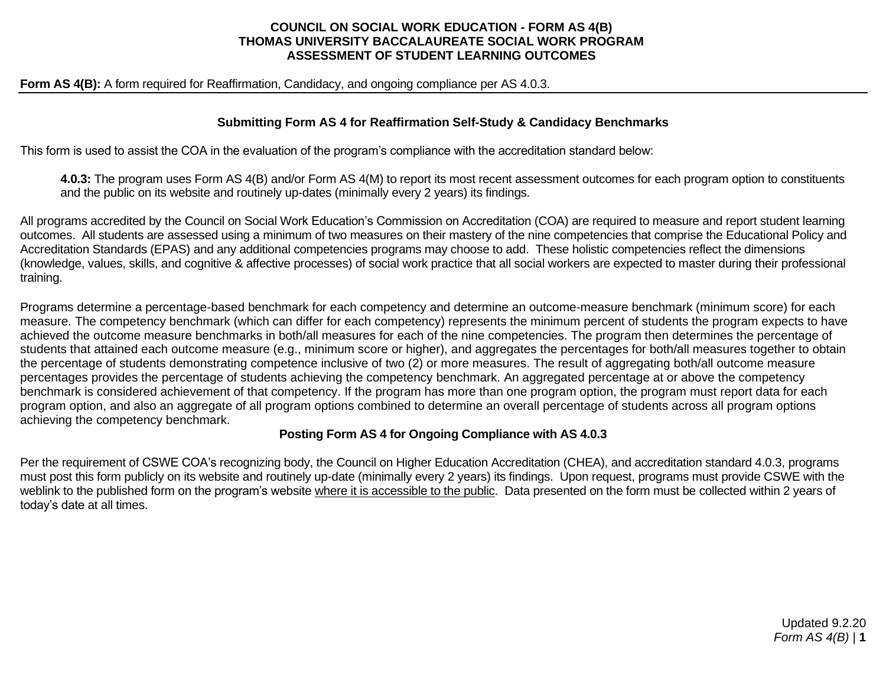# COUNCIL ON SOCIAL WORK EDUCATION - FORM AS 4(B)
# THOMAS UNIVERSITY BACCALAUREATE SOCIAL WORK PROGRAM
# ASSESSMENT OF STUDENT LEARNING OUTCOMES

**Form AS 4(B):** A form required for Reaffirmation, Candidacy, and ongoing compliance per AS 4.0.3.

## Submitting Form AS 4 for Reaffirmation Self-Study & Candidacy Benchmarks

This form is used to assist the COA in the evaluation of the program's compliance with the accreditation standard below:

> **4.0.3:** The program uses Form AS 4(B) and/or Form AS 4(M) to report its most recent assessment outcomes for each program option to constituents and the public on its website and routinely up-dates (minimally every 2 years) its findings.

All programs accredited by the Council on Social Work Education's Commission on Accreditation (COA) are required to measure and report student learning outcomes. All students are assessed using a minimum of two measures on their mastery of the nine competencies that comprise the Educational Policy and Accreditation Standards (EPAS) and any additional competencies programs may choose to add. These holistic competencies reflect the dimensions (knowledge, values, skills, and cognitive & affective processes) of social work practice that all social workers are expected to master during their professional training.

Programs determine a percentage-based benchmark for each competency and determine an outcome-measure benchmark (minimum score) for each measure. The competency benchmark (which can differ for each competency) represents the minimum percent of students the program expects to have achieved the outcome measure benchmarks in both/all measures for each of the nine competencies. The program then determines the percentage of students that attained each outcome measure (e.g., minimum score or higher), and aggregates the percentages for both/all measures together to obtain the percentage of students demonstrating competence inclusive of two (2) or more measures. The result of aggregating both/all outcome measure percentages provides the percentage of students achieving the competency benchmark. An aggregated percentage at or above the competency benchmark is considered achievement of that competency. If the program has more than one program option, the program must report data for each program option, and also an aggregate of all program options combined to determine an overall percentage of students across all program options achieving the competency benchmark.

## Posting Form AS 4 for Ongoing Compliance with AS 4.0.3

Per the requirement of CSWE COA's recognizing body, the Council on Higher Education Accreditation (CHEA), and accreditation standard 4.0.3, programs must post this form publicly on its website and routinely up-date (minimally every 2 years) its findings. Upon request, programs must provide CSWE with the weblink to the published form on the program's website where it is accessible to the public. Data presented on the form must be collected within 2 years of today's date at all times.

Updated 9.2.20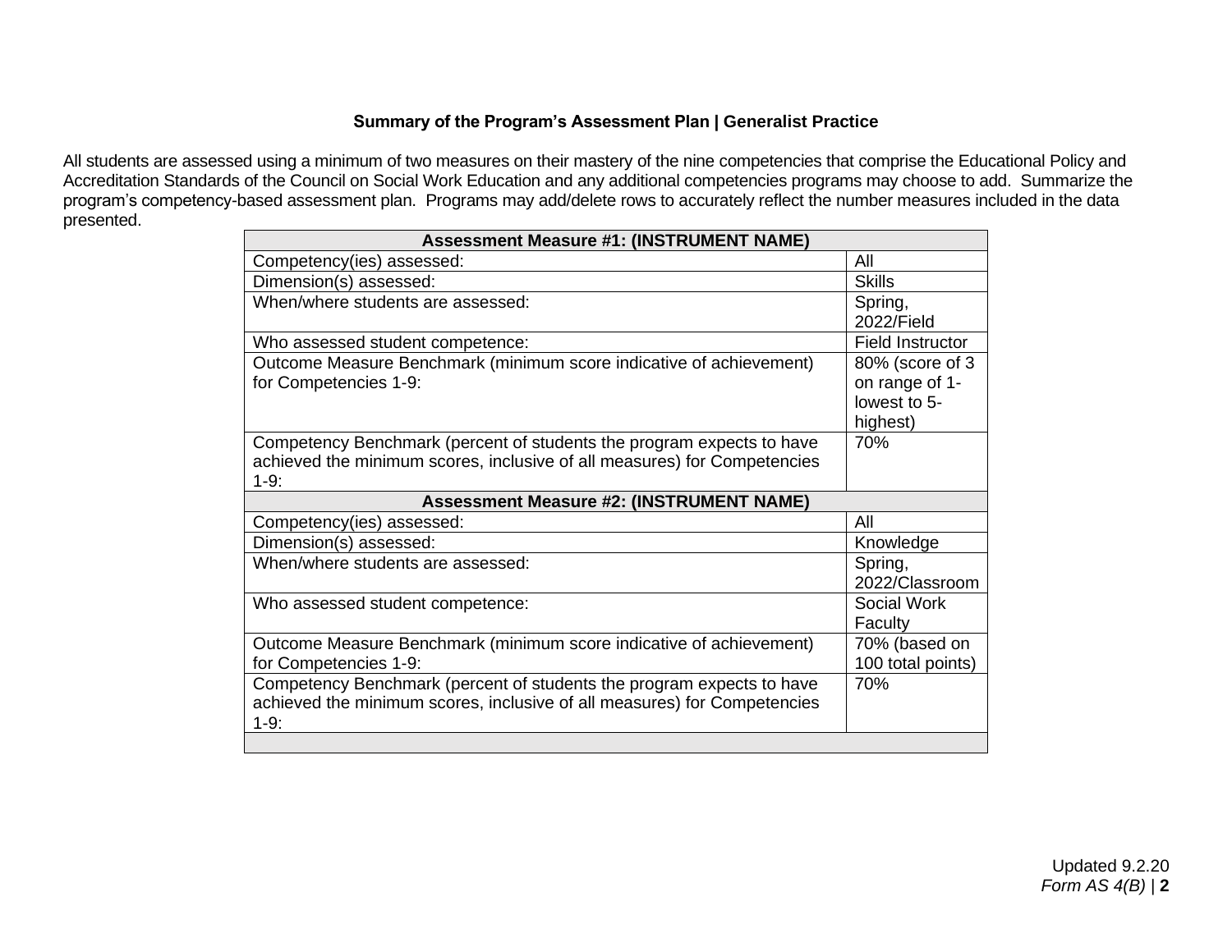### Summary of the Program's Assessment Plan | Generalist Practice

All students are assessed using a minimum of two measures on their mastery of the nine competencies that comprise the Educational Policy and Accreditation Standards of the Council on Social Work Education and any additional competencies programs may choose to add. Summarize the program's competency-based assessment plan. Programs may add/delete rows to accurately reflect the number measures included in the data presented.

| **Assessment Measure #1: (INSTRUMENT NAME)** | |
|---|---|
| Competency(ies) assessed: | All |
| Dimension(s) assessed: | Skills |
| When/where students are assessed: | Spring, 2022/Field |
| Who assessed student competence: | Field Instructor |
| Outcome Measure Benchmark (minimum score indicative of achievement) for Competencies 1-9: | 80% (score of 3 on range of 1-lowest to 5-highest) |
| Competency Benchmark (percent of students the program expects to have achieved the minimum scores, inclusive of all measures) for Competencies 1-9: | 70% |
| **Assessment Measure #2: (INSTRUMENT NAME)** | |
| Competency(ies) assessed: | All |
| Dimension(s) assessed: | Knowledge |
| When/where students are assessed: | Spring, 2022/Classroom |
| Who assessed student competence: | Social Work Faculty |
| Outcome Measure Benchmark (minimum score indicative of achievement) for Competencies 1-9: | 70% (based on 100 total points) |
| Competency Benchmark (percent of students the program expects to have achieved the minimum scores, inclusive of all measures) for Competencies 1-9: | 70% |
| | |

Updated 9.2.20
*Form AS 4(B)*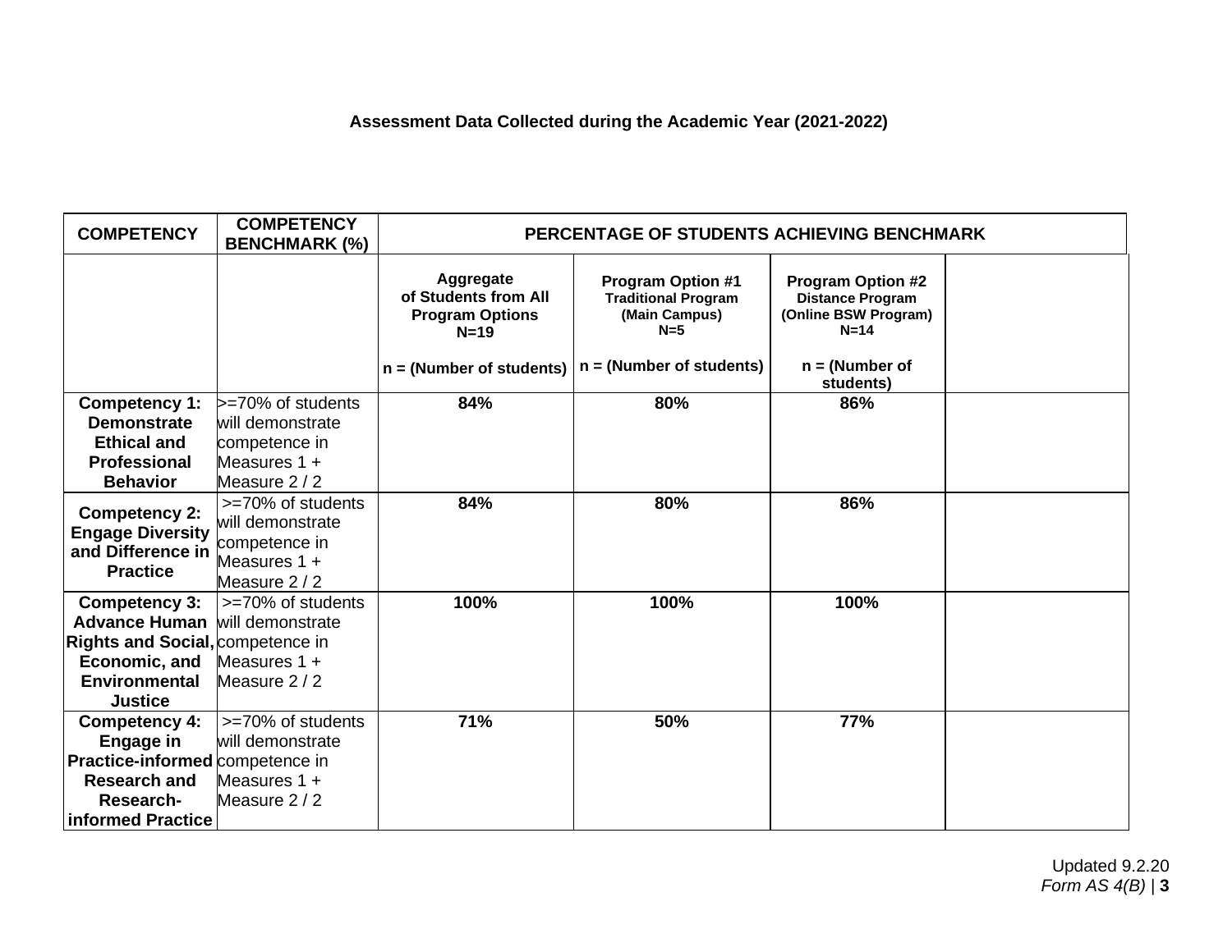**Assessment Data Collected during the Academic Year (2021-2022)**

| COMPETENCY | COMPETENCY BENCHMARK (%) | PERCENTAGE OF STUDENTS ACHIEVING BENCHMARK | | | |
|---|---|---|---|---|---|
| | | **Aggregate of Students from All Program Options N=19**<br><br>**n = (Number of students)** | **Program Option #1 Traditional Program (Main Campus) N=5**<br><br>**n = (Number of students)** | **Program Option #2 Distance Program (Online BSW Program) N=14**<br><br>**n = (Number of students)** | |
| **Competency 1: Demonstrate Ethical and Professional Behavior** | >=70% of students will demonstrate competence in Measures 1 + Measure 2 / 2 | **84%** | **80%** | **86%** | |
| **Competency 2: Engage Diversity and Difference in Practice** | >=70% of students will demonstrate competence in Measures 1 + Measure 2 / 2 | **84%** | **80%** | **86%** | |
| **Competency 3: Advance Human Rights and Social, Economic, and Environmental Justice** | >=70% of students will demonstrate competence in Measures 1 + Measure 2 / 2 | **100%** | **100%** | **100%** | |
| **Competency 4: Engage in Practice-informed Research and Research-informed Practice** | >=70% of students will demonstrate competence in Measures 1 + Measure 2 / 2 | **71%** | **50%** | **77%** | |

Updated 9.2.20
*Form AS 4(B)*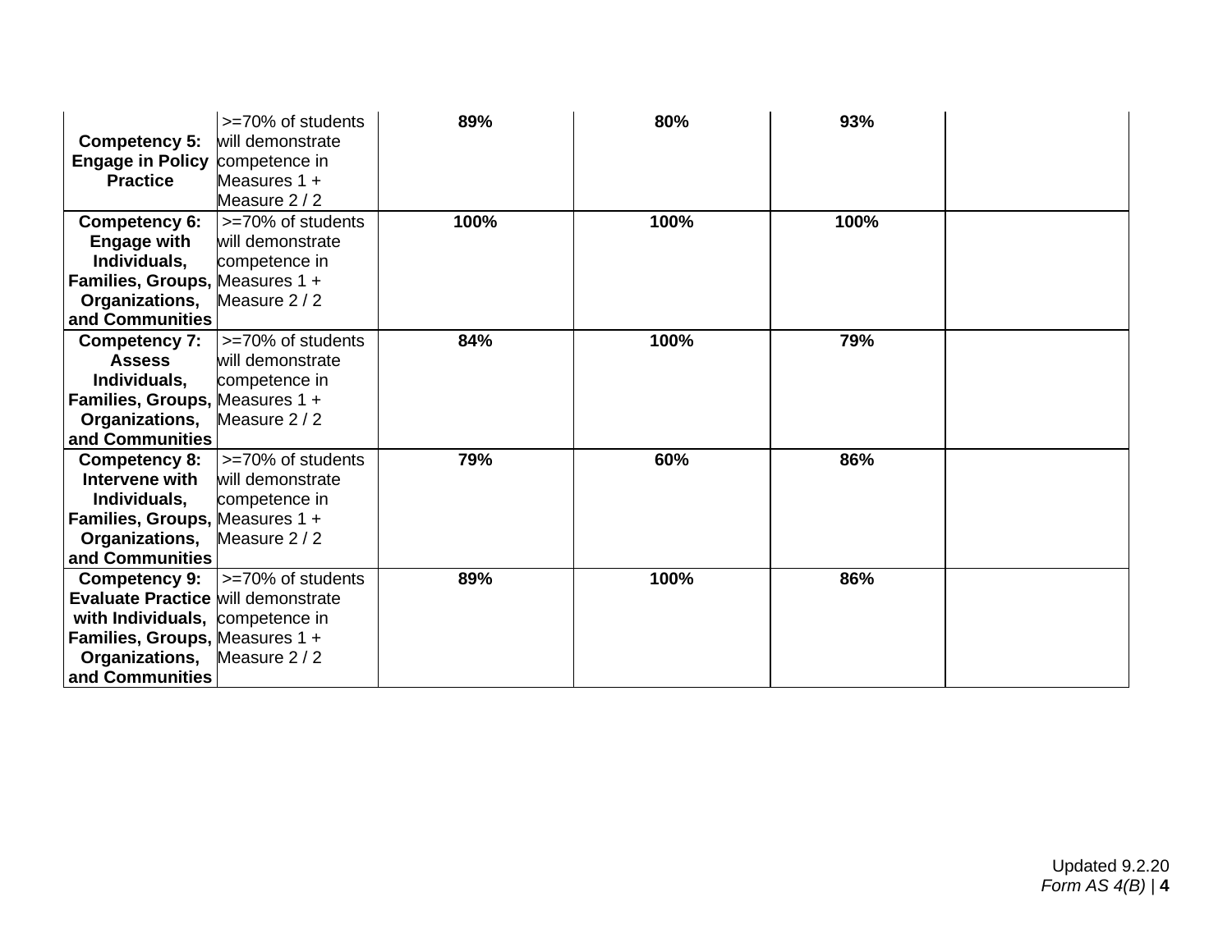| | | | | | |
|---|---|---|---|---|---|
| **Competency 5: Engage in Policy Practice** | >=70% of students will demonstrate competence in Measures 1 + Measure 2 / 2 | **89%** | **80%** | **93%** | |
| **Competency 6: Engage with Individuals, Families, Groups, Organizations, and Communities** | >=70% of students will demonstrate competence in Measures 1 + Measure 2 / 2 | **100%** | **100%** | **100%** | |
| **Competency 7: Assess Individuals, Families, Groups, Organizations, and Communities** | >=70% of students will demonstrate competence in Measures 1 + Measure 2 / 2 | **84%** | **100%** | **79%** | |
| **Competency 8: Intervene with Individuals, Families, Groups, Organizations, and Communities** | >=70% of students will demonstrate competence in Measures 1 + Measure 2 / 2 | **79%** | **60%** | **86%** | |
| **Competency 9: Evaluate Practice with Individuals, Families, Groups, Organizations, and Communities** | >=70% of students will demonstrate competence in Measures 1 + Measure 2 / 2 | **89%** | **100%** | **86%** | |

Updated 9.2.20
*Form AS 4(B)*